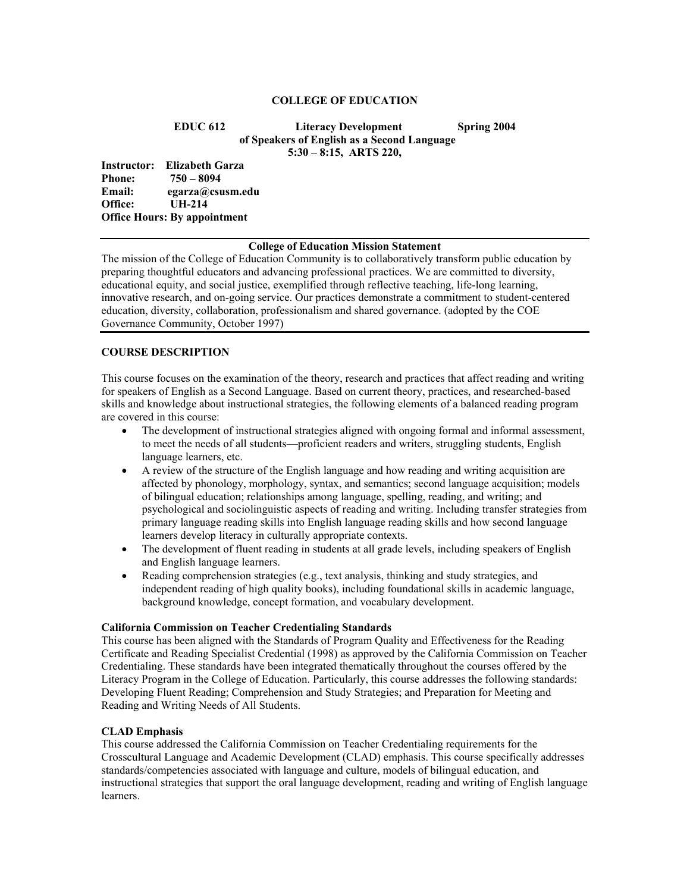**COLLEGE OF EDUCATION**

**EDUC 612 Literacy Development Spring 2004**
**of Speakers of English as a Second Language**
**5:30 – 8:15, ARTS 220,**

**Instructor:** **Elizabeth Garza**
**Phone:** **750 – 8094**
**Email:** **egarza@csusm.edu**
**Office:** **UH-214**
**Office Hours: By appointment**

---

**College of Education Mission Statement**

The mission of the College of Education Community is to collaboratively transform public education by preparing thoughtful educators and advancing professional practices. We are committed to diversity, educational equity, and social justice, exemplified through reflective teaching, life-long learning, innovative research, and on-going service. Our practices demonstrate a commitment to student-centered education, diversity, collaboration, professionalism and shared governance. (adopted by the COE Governance Community, October 1997)

---

## COURSE DESCRIPTION

This course focuses on the examination of the theory, research and practices that affect reading and writing for speakers of English as a Second Language. Based on current theory, practices, and researched-based skills and knowledge about instructional strategies, the following elements of a balanced reading program are covered in this course:

- The development of instructional strategies aligned with ongoing formal and informal assessment, to meet the needs of all students—proficient readers and writers, struggling students, English language learners, etc.
- A review of the structure of the English language and how reading and writing acquisition are affected by phonology, morphology, syntax, and semantics; second language acquisition; models of bilingual education; relationships among language, spelling, reading, and writing; and psychological and sociolinguistic aspects of reading and writing. Including transfer strategies from primary language reading skills into English language reading skills and how second language learners develop literacy in culturally appropriate contexts.
- The development of fluent reading in students at all grade levels, including speakers of English and English language learners.
- Reading comprehension strategies (e.g., text analysis, thinking and study strategies, and independent reading of high quality books), including foundational skills in academic language, background knowledge, concept formation, and vocabulary development.

### California Commission on Teacher Credentialing Standards

This course has been aligned with the Standards of Program Quality and Effectiveness for the Reading Certificate and Reading Specialist Credential (1998) as approved by the California Commission on Teacher Credentialing. These standards have been integrated thematically throughout the courses offered by the Literacy Program in the College of Education. Particularly, this course addresses the following standards: Developing Fluent Reading; Comprehension and Study Strategies; and Preparation for Meeting and Reading and Writing Needs of All Students.

### CLAD Emphasis

This course addressed the California Commission on Teacher Credentialing requirements for the Crosscultural Language and Academic Development (CLAD) emphasis. This course specifically addresses standards/competencies associated with language and culture, models of bilingual education, and instructional strategies that support the oral language development, reading and writing of English language learners.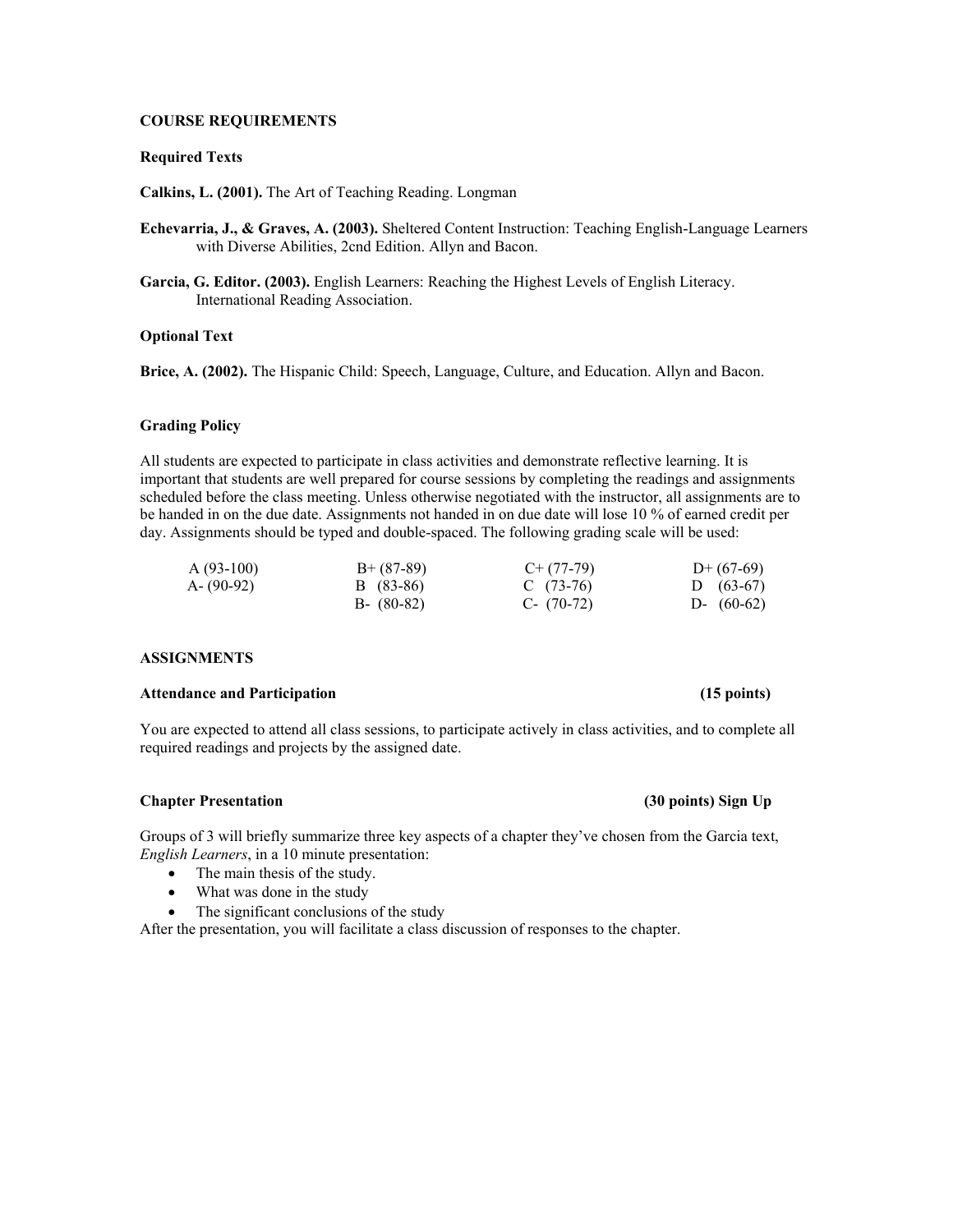**COURSE REQUIREMENTS**

**Required Texts**

**Calkins, L. (2001).** The Art of Teaching Reading. Longman

**Echevarria, J., & Graves, A. (2003).** Sheltered Content Instruction: Teaching English-Language Learners with Diverse Abilities, 2cnd Edition. Allyn and Bacon.

**Garcia, G. Editor. (2003).** English Learners: Reaching the Highest Levels of English Literacy. International Reading Association.

**Optional Text**

**Brice, A. (2002).** The Hispanic Child: Speech, Language, Culture, and Education. Allyn and Bacon.

**Grading Policy**

All students are expected to participate in class activities and demonstrate reflective learning. It is important that students are well prepared for course sessions by completing the readings and assignments scheduled before the class meeting. Unless otherwise negotiated with the instructor, all assignments are to be handed in on the due date. Assignments not handed in on due date will lose 10 % of earned credit per day. Assignments should be typed and double-spaced. The following grading scale will be used:

| | | | |
|---|---|---|---|
| A (93-100) | B+ (87-89) | C+ (77-79) | D+ (67-69) |
| A- (90-92) | B (83-86) | C (73-76) | D (63-67) |
| | B- (80-82) | C- (70-72) | D- (60-62) |

**ASSIGNMENTS**

**Attendance and Participation** **(15 points)**

You are expected to attend all class sessions, to participate actively in class activities, and to complete all required readings and projects by the assigned date.

**Chapter Presentation** **(30 points) Sign Up**

Groups of 3 will briefly summarize three key aspects of a chapter they've chosen from the Garcia text, *English Learners*, in a 10 minute presentation:

- The main thesis of the study.
- What was done in the study
- The significant conclusions of the study

After the presentation, you will facilitate a class discussion of responses to the chapter.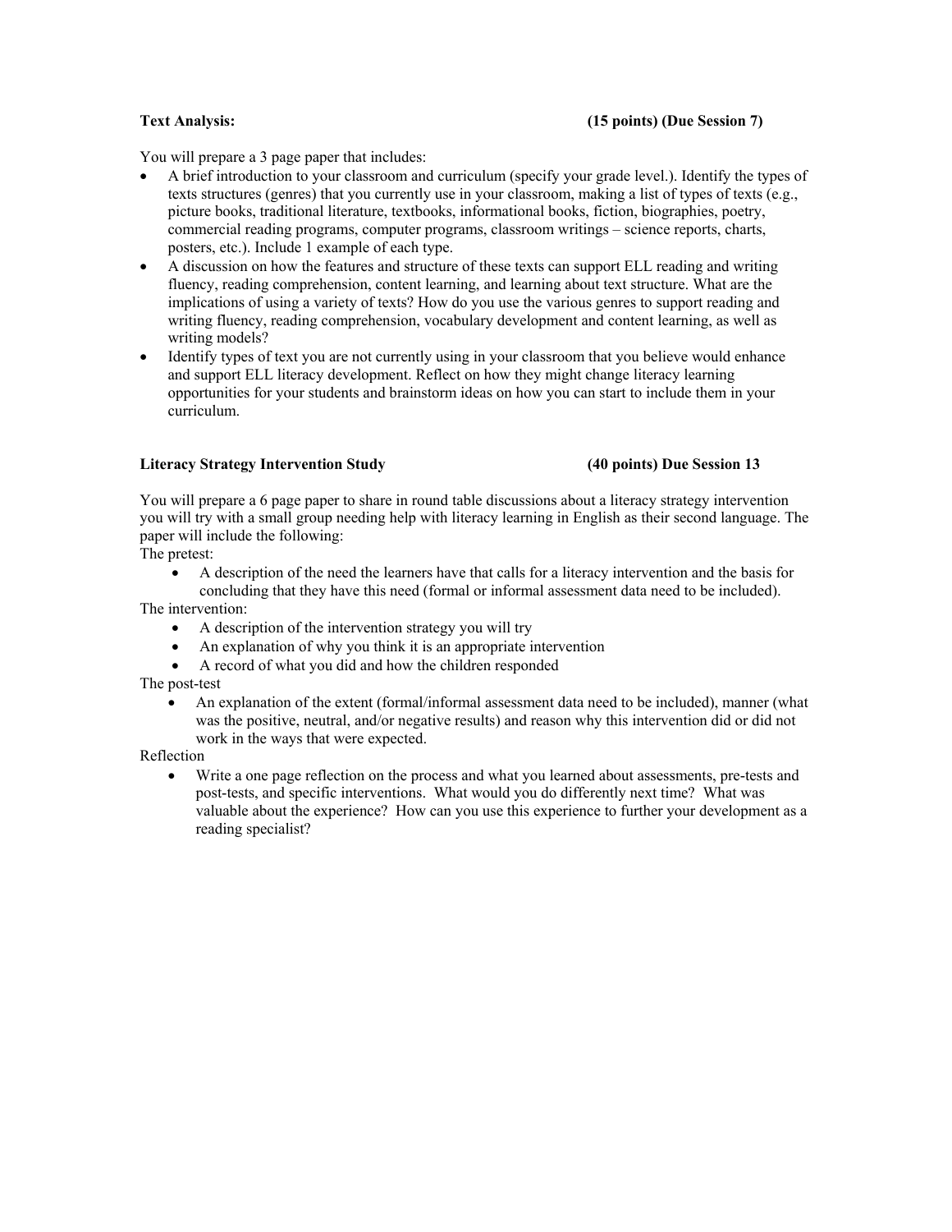**Text Analysis: (15 points) (Due Session 7)**

You will prepare a 3 page paper that includes:

- A brief introduction to your classroom and curriculum (specify your grade level.). Identify the types of texts structures (genres) that you currently use in your classroom, making a list of types of texts (e.g., picture books, traditional literature, textbooks, informational books, fiction, biographies, poetry, commercial reading programs, computer programs, classroom writings – science reports, charts, posters, etc.). Include 1 example of each type.
- A discussion on how the features and structure of these texts can support ELL reading and writing fluency, reading comprehension, content learning, and learning about text structure. What are the implications of using a variety of texts? How do you use the various genres to support reading and writing fluency, reading comprehension, vocabulary development and content learning, as well as writing models?
- Identify types of text you are not currently using in your classroom that you believe would enhance and support ELL literacy development. Reflect on how they might change literacy learning opportunities for your students and brainstorm ideas on how you can start to include them in your curriculum.

**Literacy Strategy Intervention Study (40 points) Due Session 13**

You will prepare a 6 page paper to share in round table discussions about a literacy strategy intervention you will try with a small group needing help with literacy learning in English as their second language. The paper will include the following:

The pretest:

- A description of the need the learners have that calls for a literacy intervention and the basis for concluding that they have this need (formal or informal assessment data need to be included).

The intervention:

- A description of the intervention strategy you will try
- An explanation of why you think it is an appropriate intervention
- A record of what you did and how the children responded

The post-test

- An explanation of the extent (formal/informal assessment data need to be included), manner (what was the positive, neutral, and/or negative results) and reason why this intervention did or did not work in the ways that were expected.

Reflection

- Write a one page reflection on the process and what you learned about assessments, pre-tests and post-tests, and specific interventions. What would you do differently next time? What was valuable about the experience? How can you use this experience to further your development as a reading specialist?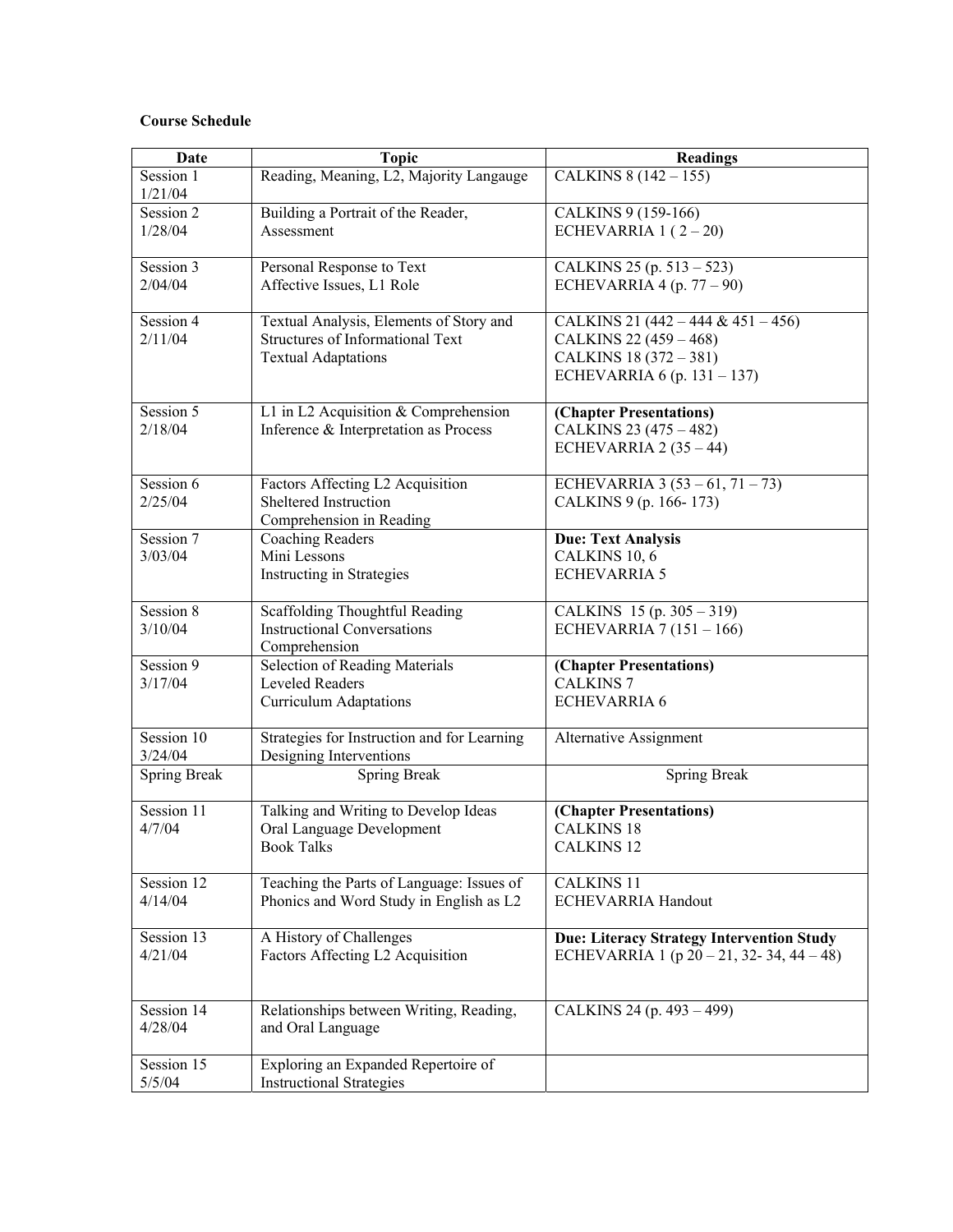**Course Schedule**

| Date | Topic | Readings |
|---|---|---|
| Session 1<br>1/21/04 | Reading, Meaning, L2, Majority Langauge | CALKINS 8 (142 – 155) |
| Session 2<br>1/28/04 | Building a Portrait of the Reader, Assessment | CALKINS 9 (159-166)<br>ECHEVARRIA 1 ( 2 – 20) |
| Session 3<br>2/04/04 | Personal Response to Text<br>Affective Issues, L1 Role | CALKINS 25 (p. 513 – 523)<br>ECHEVARRIA 4 (p. 77 – 90) |
| Session 4<br>2/11/04 | Textual Analysis, Elements of Story and Structures of Informational Text<br>Textual Adaptations | CALKINS 21 (442 – 444 & 451 – 456)<br>CALKINS 22 (459 – 468)<br>CALKINS 18 (372 – 381)<br>ECHEVARRIA 6 (p. 131 – 137) |
| Session 5<br>2/18/04 | L1 in L2 Acquisition & Comprehension<br>Inference & Interpretation as Process | **(Chapter Presentations)**<br>CALKINS 23 (475 – 482)<br>ECHEVARRIA 2 (35 – 44) |
| Session 6<br>2/25/04 | Factors Affecting L2 Acquisition<br>Sheltered Instruction<br>Comprehension in Reading | ECHEVARRIA 3 (53 – 61, 71 – 73)<br>CALKINS 9 (p. 166- 173) |
| Session 7<br>3/03/04 | Coaching Readers<br>Mini Lessons<br>Instructing in Strategies | **Due: Text Analysis**<br>CALKINS 10, 6<br>ECHEVARRIA 5 |
| Session 8<br>3/10/04 | Scaffolding Thoughtful Reading<br>Instructional Conversations<br>Comprehension | CALKINS 15 (p. 305 – 319)<br>ECHEVARRIA 7 (151 – 166) |
| Session 9<br>3/17/04 | Selection of Reading Materials<br>Leveled Readers<br>Curriculum Adaptations | **(Chapter Presentations)**<br>CALKINS 7<br>ECHEVARRIA 6 |
| Session 10<br>3/24/04 | Strategies for Instruction and for Learning<br>Designing Interventions | Alternative Assignment |
| Spring Break | Spring Break | Spring Break |
| Session 11<br>4/7/04 | Talking and Writing to Develop Ideas<br>Oral Language Development<br>Book Talks | **(Chapter Presentations)**<br>CALKINS 18<br>CALKINS 12 |
| Session 12<br>4/14/04 | Teaching the Parts of Language: Issues of Phonics and Word Study in English as L2 | CALKINS 11<br>ECHEVARRIA Handout |
| Session 13<br>4/21/04 | A History of Challenges<br>Factors Affecting L2 Acquisition | **Due: Literacy Strategy Intervention Study**<br>ECHEVARRIA 1 (p 20 – 21, 32- 34, 44 – 48) |
| Session 14<br>4/28/04 | Relationships between Writing, Reading, and Oral Language | CALKINS 24 (p. 493 – 499) |
| Session 15<br>5/5/04 | Exploring an Expanded Repertoire of Instructional Strategies | |